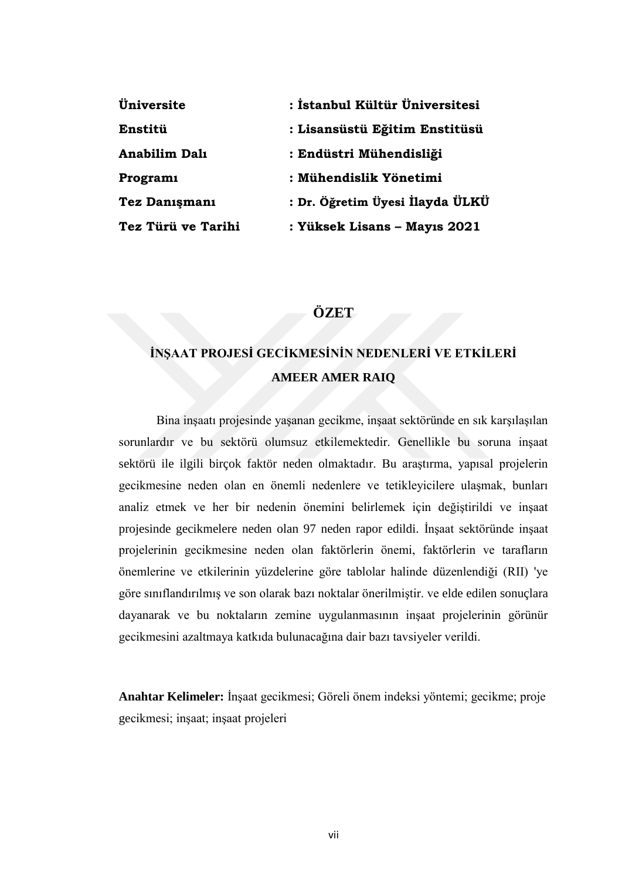| | |
|---|---|
| **Üniversite** | **: İstanbul Kültür Üniversitesi** |
| **Enstitü** | **: Lisansüstü Eğitim Enstitüsü** |
| **Anabilim Dalı** | **: Endüstri Mühendisliği** |
| **Programı** | **: Mühendislik Yönetimi** |
| **Tez Danışmanı** | **: Dr. Öğretim Üyesi İlayda ÜLKÜ** |
| **Tez Türü ve Tarihi** | **: Yüksek Lisans – Mayıs 2021** |

# ÖZET

## İNŞAAT PROJESİ GECİKMESİNİN NEDENLERİ VE ETKİLERİ

**AMEER AMER RAIQ**

Bina inşaatı projesinde yaşanan gecikme, inşaat sektöründe en sık karşılaşılan sorunlardır ve bu sektörü olumsuz etkilemektedir. Genellikle bu soruna inşaat sektörü ile ilgili birçok faktör neden olmaktadır. Bu araştırma, yapısal projelerin gecikmesine neden olan en önemli nedenlere ve tetikleyicilere ulaşmak, bunları analiz etmek ve her bir nedenin önemini belirlemek için değiştirildi ve inşaat projesinde gecikmelere neden olan 97 neden rapor edildi. İnşaat sektöründe inşaat projelerinin gecikmesine neden olan faktörlerin önemi, faktörlerin ve tarafların önemlerine ve etkilerinin yüzdelerine göre tablolar halinde düzenlendiği (RII) 'ye göre sınıflandırılmış ve son olarak bazı noktalar önerilmiştir. ve elde edilen sonuçlara dayanarak ve bu noktaların zemine uygulanmasının inşaat projelerinin görünür gecikmesini azaltmaya katkıda bulunacağına dair bazı tavsiyeler verildi.

**Anahtar Kelimeler:** İnşaat gecikmesi; Göreli önem indeksi yöntemi; gecikme; proje gecikmesi; inşaat; inşaat projeleri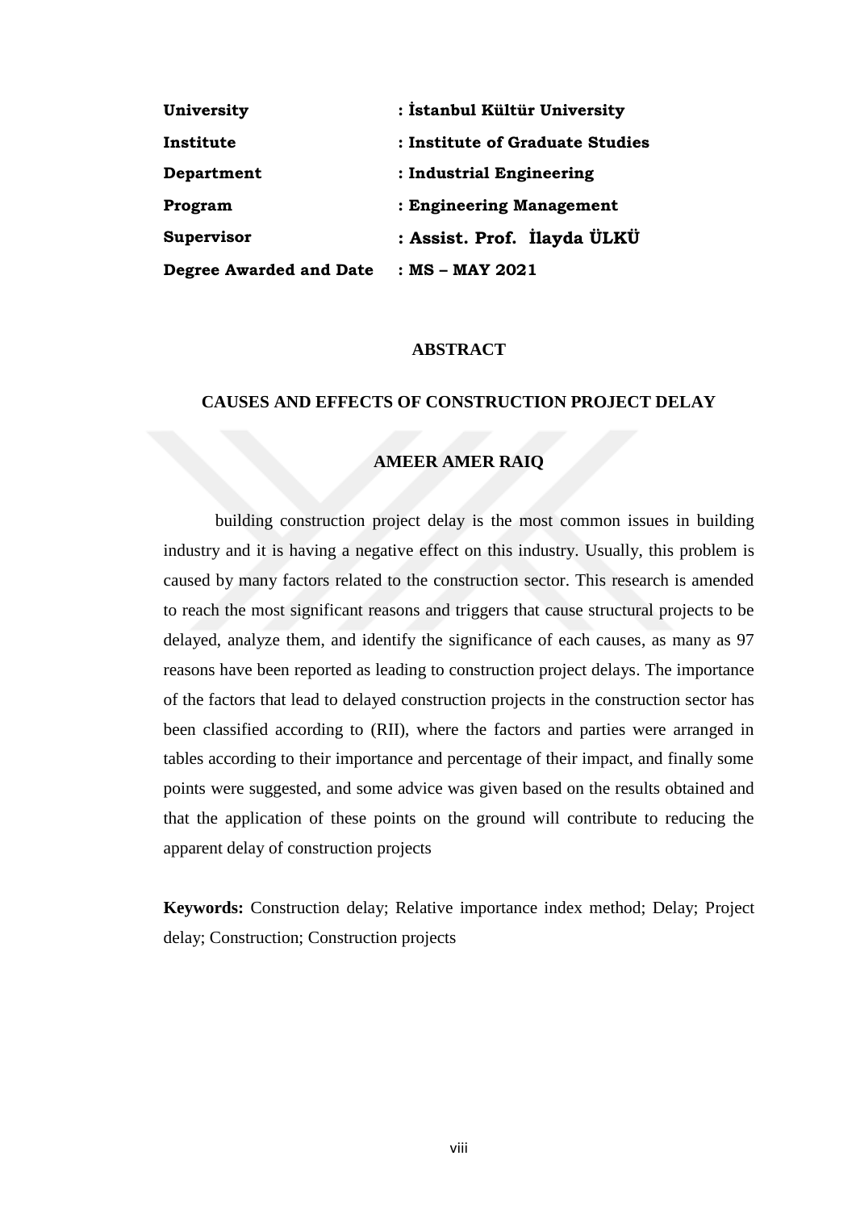| | |
|---|---|
| **University** | **: İstanbul Kültür University** |
| **Institute** | **: Institute of Graduate Studies** |
| **Department** | **: Industrial Engineering** |
| **Program** | **: Engineering Management** |
| **Supervisor** | **: Assist. Prof. İlayda ÜLKÜ** |
| **Degree Awarded and Date** | **: MS – MAY 2021** |

## ABSTRACT

## CAUSES AND EFFECTS OF CONSTRUCTION PROJECT DELAY

**AMEER AMER RAIQ**

building construction project delay is the most common issues in building industry and it is having a negative effect on this industry. Usually, this problem is caused by many factors related to the construction sector. This research is amended to reach the most significant reasons and triggers that cause structural projects to be delayed, analyze them, and identify the significance of each causes, as many as 97 reasons have been reported as leading to construction project delays. The importance of the factors that lead to delayed construction projects in the construction sector has been classified according to (RII), where the factors and parties were arranged in tables according to their importance and percentage of their impact, and finally some points were suggested, and some advice was given based on the results obtained and that the application of these points on the ground will contribute to reducing the apparent delay of construction projects

**Keywords:** Construction delay; Relative importance index method; Delay; Project delay; Construction; Construction projects